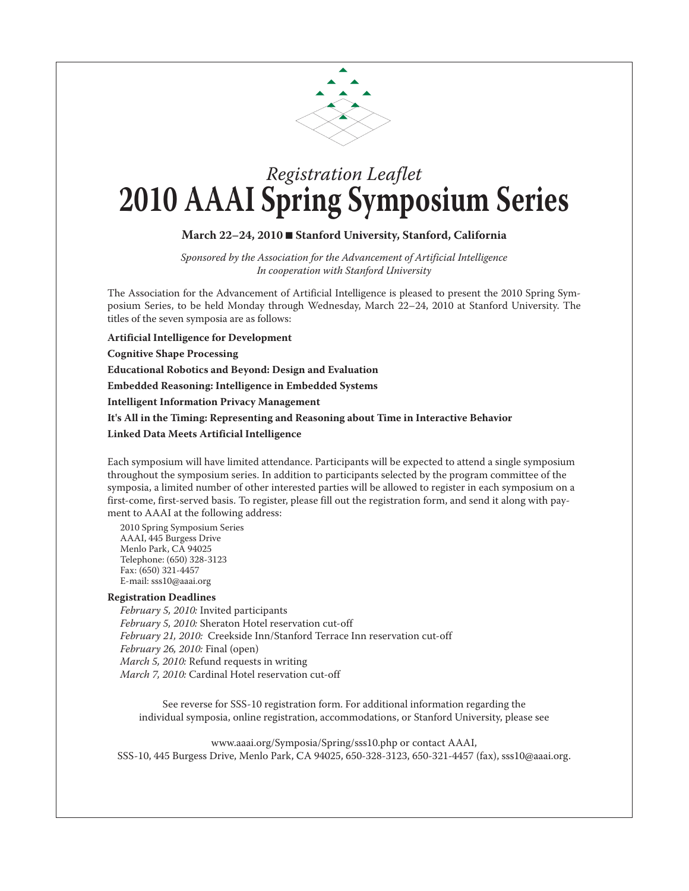*Registration Leaflet*

# 2010 AAAI Spring Symposium Series

**March 22–24, 2010 ■ Stanford University, Stanford, California**

*Sponsored by the Association for the Advancement of Artificial Intelligence*
*In cooperation with Stanford University*

The Association for the Advancement of Artificial Intelligence is pleased to present the 2010 Spring Symposium Series, to be held Monday through Wednesday, March 22–24, 2010 at Stanford University. The titles of the seven symposia are as follows:

**Artificial Intelligence for Development**

**Cognitive Shape Processing**

**Educational Robotics and Beyond: Design and Evaluation**

**Embedded Reasoning: Intelligence in Embedded Systems**

**Intelligent Information Privacy Management**

**It's All in the Timing: Representing and Reasoning about Time in Interactive Behavior**

**Linked Data Meets Artificial Intelligence**

Each symposium will have limited attendance. Participants will be expected to attend a single symposium throughout the symposium series. In addition to participants selected by the program committee of the symposia, a limited number of other interested parties will be allowed to register in each symposium on a first-come, first-served basis. To register, please fill out the registration form, and send it along with payment to AAAI at the following address:

2010 Spring Symposium Series
AAAI, 445 Burgess Drive
Menlo Park, CA 94025
Telephone: (650) 328-3123
Fax: (650) 321-4457
E-mail: sss10@aaai.org

**Registration Deadlines**

*February 5, 2010:* Invited participants
*February 5, 2010:* Sheraton Hotel reservation cut-off
*February 21, 2010:* Creekside Inn/Stanford Terrace Inn reservation cut-off
*February 26, 2010:* Final (open)
*March 5, 2010:* Refund requests in writing
*March 7, 2010:* Cardinal Hotel reservation cut-off

See reverse for SSS-10 registration form. For additional information regarding the individual symposia, online registration, accommodations, or Stanford University, please see

www.aaai.org/Symposia/Spring/sss10.php or contact AAAI, SSS-10, 445 Burgess Drive, Menlo Park, CA 94025, 650-328-3123, 650-321-4457 (fax), sss10@aaai.org.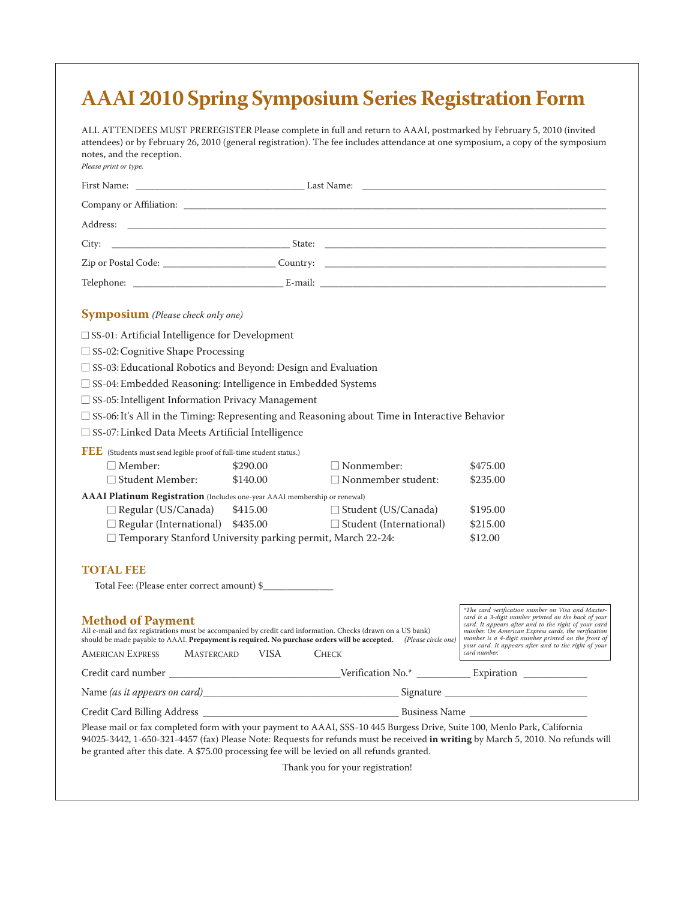# AAAI 2010 Spring Symposium Series Registration Form

ALL ATTENDEES MUST PREREGISTER Please complete in full and return to AAAI, postmarked by February 5, 2010 (invited attendees) or by February 26, 2010 (general registration). The fee includes attendance at one symposium, a copy of the symposium notes, and the reception.

*Please print or type.*

First Name: ________________________ Last Name: ________________________

Company or Affiliation: ________________________________________________

Address: ______________________________________________________________

City: ________________________ State: ________________________

Zip or Postal Code: ________________ Country: ________________________

Telephone: ________________________ E-mail: ________________________

## Symposium *(Please check only one)*

☐ SS-01: Artificial Intelligence for Development

☐ SS-02: Cognitive Shape Processing

☐ SS-03: Educational Robotics and Beyond: Design and Evaluation

☐ SS-04: Embedded Reasoning: Intelligence in Embedded Systems

☐ SS-05: Intelligent Information Privacy Management

☐ SS-06: It's All in the Timing: Representing and Reasoning about Time in Interactive Behavior

☐ SS-07: Linked Data Meets Artificial Intelligence

## FEE (Students must send legible proof of full-time student status.)

| | | | |
|---|---|---|---|
| ☐ Member: | $290.00 | ☐ Nonmember: | $475.00 |
| ☐ Student Member: | $140.00 | ☐ Nonmember student: | $235.00 |

**AAAI Platinum Registration** (Includes one-year AAAI membership or renewal)

| | | | |
|---|---|---|---|
| ☐ Regular (US/Canada) | $415.00 | ☐ Student (US/Canada) | $195.00 |
| ☐ Regular (International) | $435.00 | ☐ Student (International) | $215.00 |
| ☐ Temporary Stanford University parking permit, March 22-24: | | | $12.00 |

## TOTAL FEE

Total Fee: (Please enter correct amount) $______________

## Method of Payment

All e-mail and fax registrations must be accompanied by credit card information. Checks (drawn on a US bank) should be made payable to AAAI. **Prepayment is required. No purchase orders will be accepted.** *(Please circle one)*

AMERICAN EXPRESS   MASTERCARD   VISA   CHECK

*\*The card verification number on Visa and Mastercard is a 3-digit number printed on the back of your card. It appears after and to the right of your card number. On American Express cards, the verification number is a 4-digit number printed on the front of your card. It appears after and to the right of your card number.*

Credit card number ________________________ Verification No.* __________ Expiration ____________

Name *(as it appears on card)*________________________ Signature ________________________

Credit Card Billing Address ________________________ Business Name ________________________

Please mail or fax completed form with your payment to AAAI, SSS-10 445 Burgess Drive, Suite 100, Menlo Park, California 94025-3442, 1-650-321-4457 (fax) Please Note: Requests for refunds must be received **in writing** by March 5, 2010. No refunds will be granted after this date. A $75.00 processing fee will be levied on all refunds granted.

Thank you for your registration!